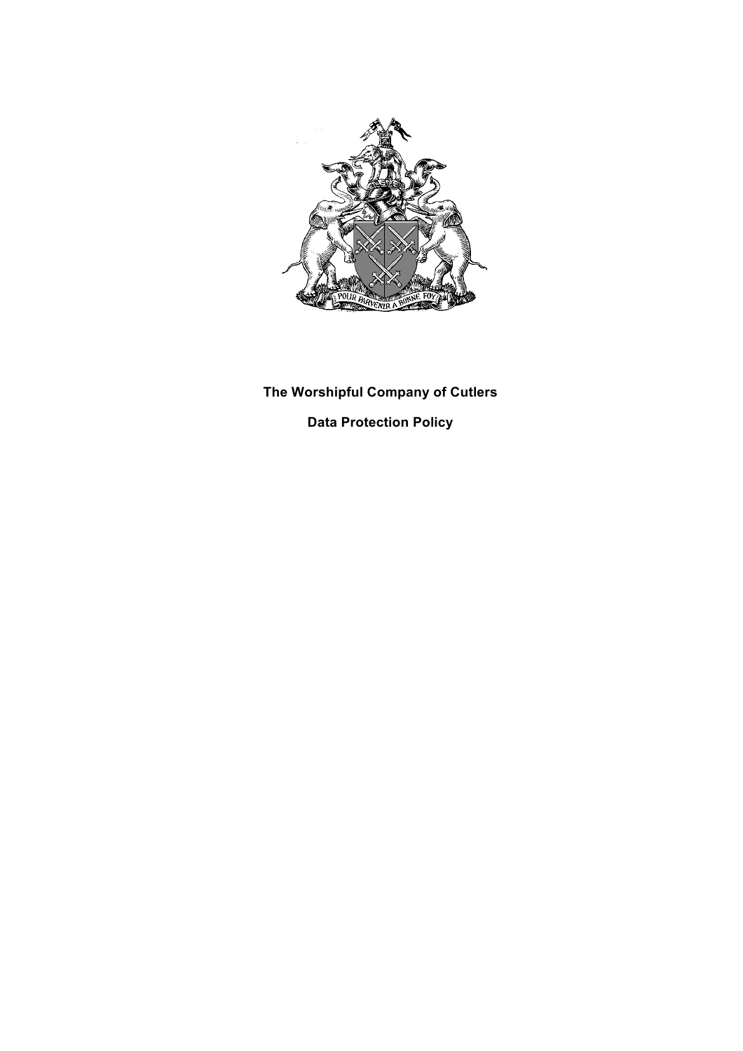**The Worshipful Company of Cutlers**

**Data Protection Policy**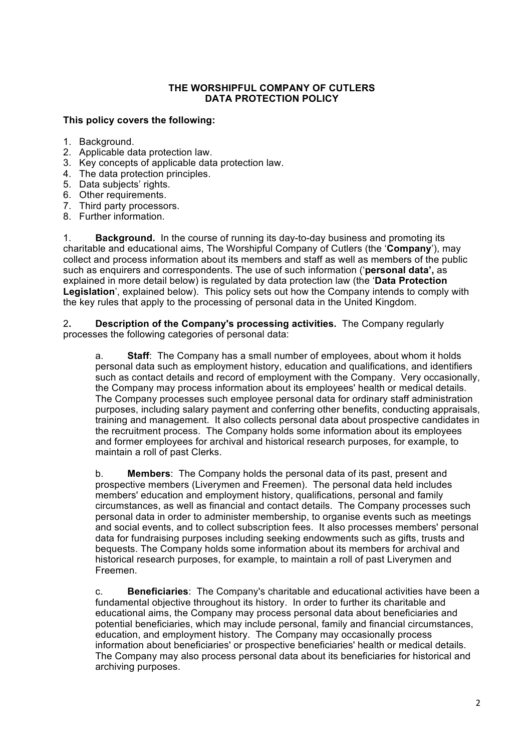**THE WORSHIPFUL COMPANY OF CUTLERS**
**DATA PROTECTION POLICY**

**This policy covers the following:**

1. Background.
2. Applicable data protection law.
3. Key concepts of applicable data protection law.
4. The data protection principles.
5. Data subjects' rights.
6. Other requirements.
7. Third party processors.
8. Further information.

1. **Background.** In the course of running its day-to-day business and promoting its charitable and educational aims, The Worshipful Company of Cutlers (the '**Company**'), may collect and process information about its members and staff as well as members of the public such as enquirers and correspondents. The use of such information ('**personal data',** as explained in more detail below) is regulated by data protection law (the '**Data Protection Legislation**', explained below). This policy sets out how the Company intends to comply with the key rules that apply to the processing of personal data in the United Kingdom.

2**.** **Description of the Company's processing activities.** The Company regularly processes the following categories of personal data:

a. **Staff**: The Company has a small number of employees, about whom it holds personal data such as employment history, education and qualifications, and identifiers such as contact details and record of employment with the Company. Very occasionally, the Company may process information about its employees' health or medical details. The Company processes such employee personal data for ordinary staff administration purposes, including salary payment and conferring other benefits, conducting appraisals, training and management. It also collects personal data about prospective candidates in the recruitment process. The Company holds some information about its employees and former employees for archival and historical research purposes, for example, to maintain a roll of past Clerks.

b. **Members**: The Company holds the personal data of its past, present and prospective members (Liverymen and Freemen). The personal data held includes members' education and employment history, qualifications, personal and family circumstances, as well as financial and contact details. The Company processes such personal data in order to administer membership, to organise events such as meetings and social events, and to collect subscription fees. It also processes members' personal data for fundraising purposes including seeking endowments such as gifts, trusts and bequests. The Company holds some information about its members for archival and historical research purposes, for example, to maintain a roll of past Liverymen and Freemen.

c. **Beneficiaries**: The Company's charitable and educational activities have been a fundamental objective throughout its history. In order to further its charitable and educational aims, the Company may process personal data about beneficiaries and potential beneficiaries, which may include personal, family and financial circumstances, education, and employment history. The Company may occasionally process information about beneficiaries' or prospective beneficiaries' health or medical details. The Company may also process personal data about its beneficiaries for historical and archiving purposes.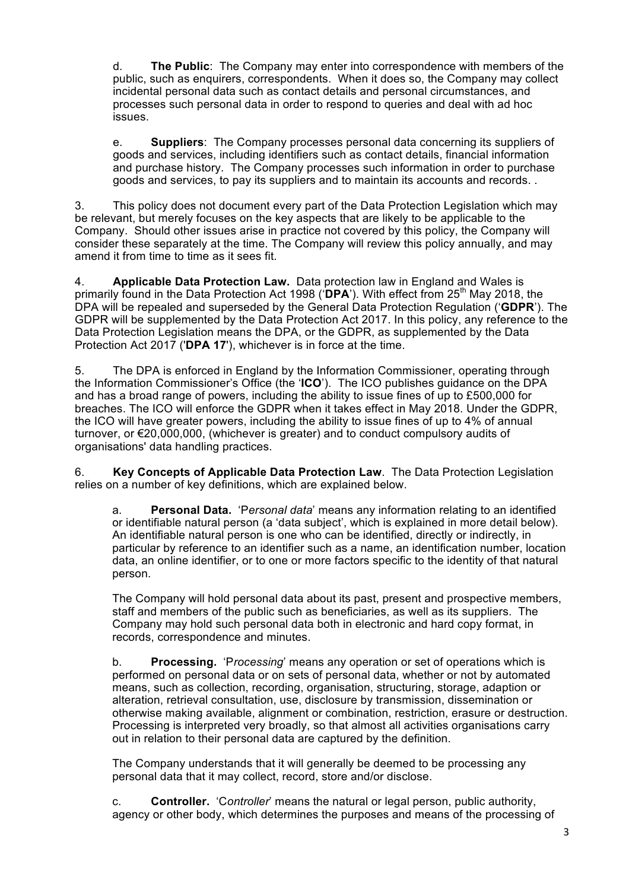d. **The Public**: The Company may enter into correspondence with members of the public, such as enquirers, correspondents. When it does so, the Company may collect incidental personal data such as contact details and personal circumstances, and processes such personal data in order to respond to queries and deal with ad hoc issues.

e. **Suppliers**: The Company processes personal data concerning its suppliers of goods and services, including identifiers such as contact details, financial information and purchase history. The Company processes such information in order to purchase goods and services, to pay its suppliers and to maintain its accounts and records. .

3. This policy does not document every part of the Data Protection Legislation which may be relevant, but merely focuses on the key aspects that are likely to be applicable to the Company. Should other issues arise in practice not covered by this policy, the Company will consider these separately at the time. The Company will review this policy annually, and may amend it from time to time as it sees fit.

4. **Applicable Data Protection Law.** Data protection law in England and Wales is primarily found in the Data Protection Act 1998 ('**DPA**'). With effect from 25th May 2018, the DPA will be repealed and superseded by the General Data Protection Regulation ('**GDPR**'). The GDPR will be supplemented by the Data Protection Act 2017. In this policy, any reference to the Data Protection Legislation means the DPA, or the GDPR, as supplemented by the Data Protection Act 2017 ('**DPA 17**'), whichever is in force at the time.

5. The DPA is enforced in England by the Information Commissioner, operating through the Information Commissioner's Office (the '**ICO**'). The ICO publishes guidance on the DPA and has a broad range of powers, including the ability to issue fines of up to £500,000 for breaches. The ICO will enforce the GDPR when it takes effect in May 2018. Under the GDPR, the ICO will have greater powers, including the ability to issue fines of up to 4% of annual turnover, or €20,000,000, (whichever is greater) and to conduct compulsory audits of organisations' data handling practices.

6. **Key Concepts of Applicable Data Protection Law**. The Data Protection Legislation relies on a number of key definitions, which are explained below.

a. **Personal Data.** 'P*ersonal data*' means any information relating to an identified or identifiable natural person (a 'data subject', which is explained in more detail below). An identifiable natural person is one who can be identified, directly or indirectly, in particular by reference to an identifier such as a name, an identification number, location data, an online identifier, or to one or more factors specific to the identity of that natural person.

The Company will hold personal data about its past, present and prospective members, staff and members of the public such as beneficiaries, as well as its suppliers. The Company may hold such personal data both in electronic and hard copy format, in records, correspondence and minutes.

b. **Processing.** 'P*rocessing*' means any operation or set of operations which is performed on personal data or on sets of personal data, whether or not by automated means, such as collection, recording, organisation, structuring, storage, adaption or alteration, retrieval consultation, use, disclosure by transmission, dissemination or otherwise making available, alignment or combination, restriction, erasure or destruction. Processing is interpreted very broadly, so that almost all activities organisations carry out in relation to their personal data are captured by the definition.

The Company understands that it will generally be deemed to be processing any personal data that it may collect, record, store and/or disclose.

c. **Controller.** 'C*ontroller*' means the natural or legal person, public authority, agency or other body, which determines the purposes and means of the processing of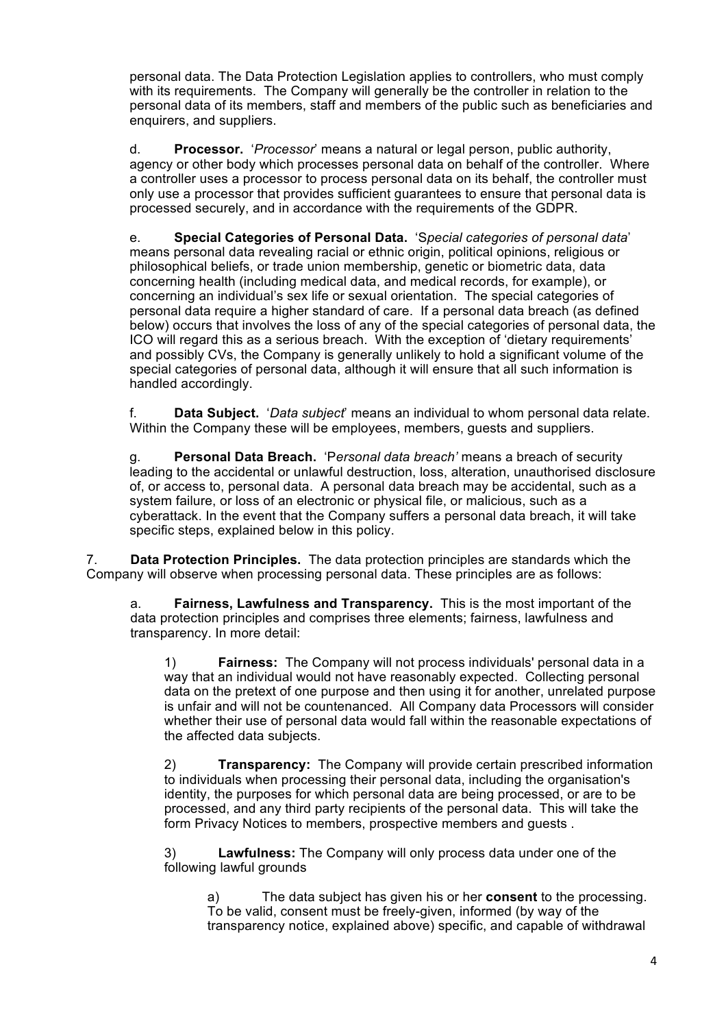personal data. The Data Protection Legislation applies to controllers, who must comply with its requirements. The Company will generally be the controller in relation to the personal data of its members, staff and members of the public such as beneficiaries and enquirers, and suppliers.

d. **Processor.** '*Processor*' means a natural or legal person, public authority, agency or other body which processes personal data on behalf of the controller. Where a controller uses a processor to process personal data on its behalf, the controller must only use a processor that provides sufficient guarantees to ensure that personal data is processed securely, and in accordance with the requirements of the GDPR.

e. **Special Categories of Personal Data.** '*Special categories of personal data*' means personal data revealing racial or ethnic origin, political opinions, religious or philosophical beliefs, or trade union membership, genetic or biometric data, data concerning health (including medical data, and medical records, for example), or concerning an individual's sex life or sexual orientation. The special categories of personal data require a higher standard of care. If a personal data breach (as defined below) occurs that involves the loss of any of the special categories of personal data, the ICO will regard this as a serious breach. With the exception of 'dietary requirements' and possibly CVs, the Company is generally unlikely to hold a significant volume of the special categories of personal data, although it will ensure that all such information is handled accordingly.

f. **Data Subject.** '*Data subject*' means an individual to whom personal data relate. Within the Company these will be employees, members, guests and suppliers.

g. **Personal Data Breach.** '*Personal data breach*' means a breach of security leading to the accidental or unlawful destruction, loss, alteration, unauthorised disclosure of, or access to, personal data. A personal data breach may be accidental, such as a system failure, or loss of an electronic or physical file, or malicious, such as a cyberattack. In the event that the Company suffers a personal data breach, it will take specific steps, explained below in this policy.

7. **Data Protection Principles.** The data protection principles are standards which the Company will observe when processing personal data. These principles are as follows:

a. **Fairness, Lawfulness and Transparency.** This is the most important of the data protection principles and comprises three elements; fairness, lawfulness and transparency. In more detail:

1) **Fairness:** The Company will not process individuals' personal data in a way that an individual would not have reasonably expected. Collecting personal data on the pretext of one purpose and then using it for another, unrelated purpose is unfair and will not be countenanced. All Company data Processors will consider whether their use of personal data would fall within the reasonable expectations of the affected data subjects.

2) **Transparency:** The Company will provide certain prescribed information to individuals when processing their personal data, including the organisation's identity, the purposes for which personal data are being processed, or are to be processed, and any third party recipients of the personal data. This will take the form Privacy Notices to members, prospective members and guests .

3) **Lawfulness:** The Company will only process data under one of the following lawful grounds

a) The data subject has given his or her **consent** to the processing. To be valid, consent must be freely-given, informed (by way of the transparency notice, explained above) specific, and capable of withdrawal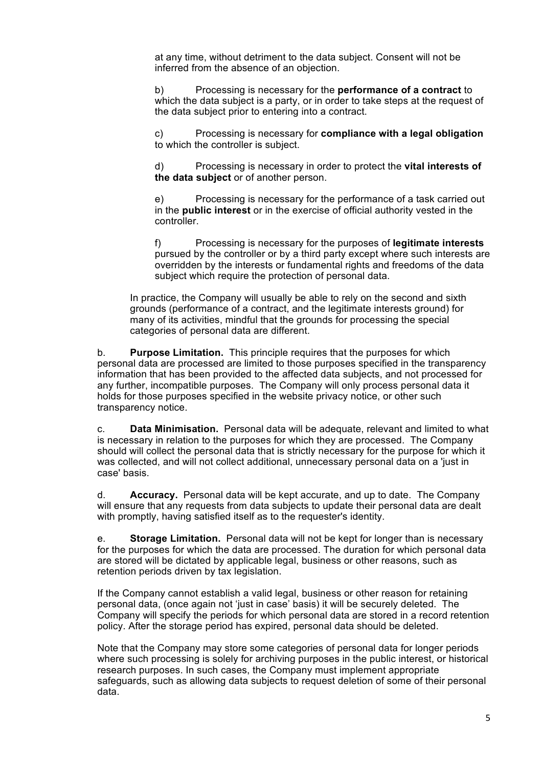at any time, without detriment to the data subject. Consent will not be inferred from the absence of an objection.

b) Processing is necessary for the **performance of a contract** to which the data subject is a party, or in order to take steps at the request of the data subject prior to entering into a contract.

c) Processing is necessary for **compliance with a legal obligation** to which the controller is subject.

d) Processing is necessary in order to protect the **vital interests of the data subject** or of another person.

e) Processing is necessary for the performance of a task carried out in the **public interest** or in the exercise of official authority vested in the controller.

f) Processing is necessary for the purposes of **legitimate interests** pursued by the controller or by a third party except where such interests are overridden by the interests or fundamental rights and freedoms of the data subject which require the protection of personal data.

In practice, the Company will usually be able to rely on the second and sixth grounds (performance of a contract, and the legitimate interests ground) for many of its activities, mindful that the grounds for processing the special categories of personal data are different.

b. **Purpose Limitation.** This principle requires that the purposes for which personal data are processed are limited to those purposes specified in the transparency information that has been provided to the affected data subjects, and not processed for any further, incompatible purposes. The Company will only process personal data it holds for those purposes specified in the website privacy notice, or other such transparency notice.

c. **Data Minimisation.** Personal data will be adequate, relevant and limited to what is necessary in relation to the purposes for which they are processed. The Company should will collect the personal data that is strictly necessary for the purpose for which it was collected, and will not collect additional, unnecessary personal data on a 'just in case' basis.

d. **Accuracy.** Personal data will be kept accurate, and up to date. The Company will ensure that any requests from data subjects to update their personal data are dealt with promptly, having satisfied itself as to the requester's identity.

e. **Storage Limitation.** Personal data will not be kept for longer than is necessary for the purposes for which the data are processed. The duration for which personal data are stored will be dictated by applicable legal, business or other reasons, such as retention periods driven by tax legislation.

If the Company cannot establish a valid legal, business or other reason for retaining personal data, (once again not 'just in case' basis) it will be securely deleted. The Company will specify the periods for which personal data are stored in a record retention policy. After the storage period has expired, personal data should be deleted.

Note that the Company may store some categories of personal data for longer periods where such processing is solely for archiving purposes in the public interest, or historical research purposes. In such cases, the Company must implement appropriate safeguards, such as allowing data subjects to request deletion of some of their personal data.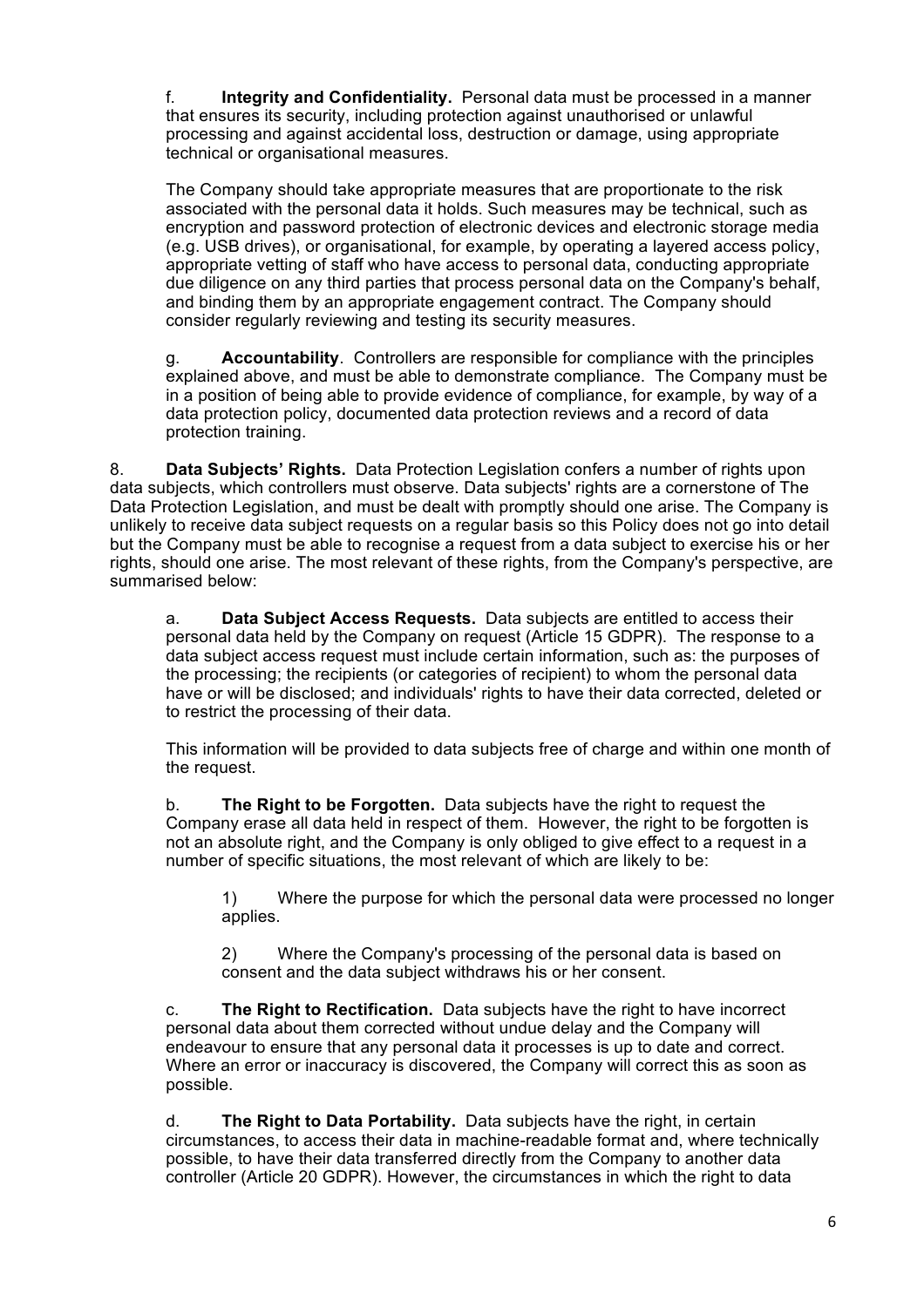f. **Integrity and Confidentiality.** Personal data must be processed in a manner that ensures its security, including protection against unauthorised or unlawful processing and against accidental loss, destruction or damage, using appropriate technical or organisational measures.

The Company should take appropriate measures that are proportionate to the risk associated with the personal data it holds. Such measures may be technical, such as encryption and password protection of electronic devices and electronic storage media (e.g. USB drives), or organisational, for example, by operating a layered access policy, appropriate vetting of staff who have access to personal data, conducting appropriate due diligence on any third parties that process personal data on the Company's behalf, and binding them by an appropriate engagement contract. The Company should consider regularly reviewing and testing its security measures.

g. **Accountability**. Controllers are responsible for compliance with the principles explained above, and must be able to demonstrate compliance. The Company must be in a position of being able to provide evidence of compliance, for example, by way of a data protection policy, documented data protection reviews and a record of data protection training.

8. **Data Subjects' Rights.** Data Protection Legislation confers a number of rights upon data subjects, which controllers must observe. Data subjects' rights are a cornerstone of The Data Protection Legislation, and must be dealt with promptly should one arise. The Company is unlikely to receive data subject requests on a regular basis so this Policy does not go into detail but the Company must be able to recognise a request from a data subject to exercise his or her rights, should one arise. The most relevant of these rights, from the Company's perspective, are summarised below:

a. **Data Subject Access Requests.** Data subjects are entitled to access their personal data held by the Company on request (Article 15 GDPR). The response to a data subject access request must include certain information, such as: the purposes of the processing; the recipients (or categories of recipient) to whom the personal data have or will be disclosed; and individuals' rights to have their data corrected, deleted or to restrict the processing of their data.

This information will be provided to data subjects free of charge and within one month of the request.

b. **The Right to be Forgotten.** Data subjects have the right to request the Company erase all data held in respect of them. However, the right to be forgotten is not an absolute right, and the Company is only obliged to give effect to a request in a number of specific situations, the most relevant of which are likely to be:

1) Where the purpose for which the personal data were processed no longer applies.

2) Where the Company's processing of the personal data is based on consent and the data subject withdraws his or her consent.

c. **The Right to Rectification.** Data subjects have the right to have incorrect personal data about them corrected without undue delay and the Company will endeavour to ensure that any personal data it processes is up to date and correct. Where an error or inaccuracy is discovered, the Company will correct this as soon as possible.

d. **The Right to Data Portability.** Data subjects have the right, in certain circumstances, to access their data in machine-readable format and, where technically possible, to have their data transferred directly from the Company to another data controller (Article 20 GDPR). However, the circumstances in which the right to data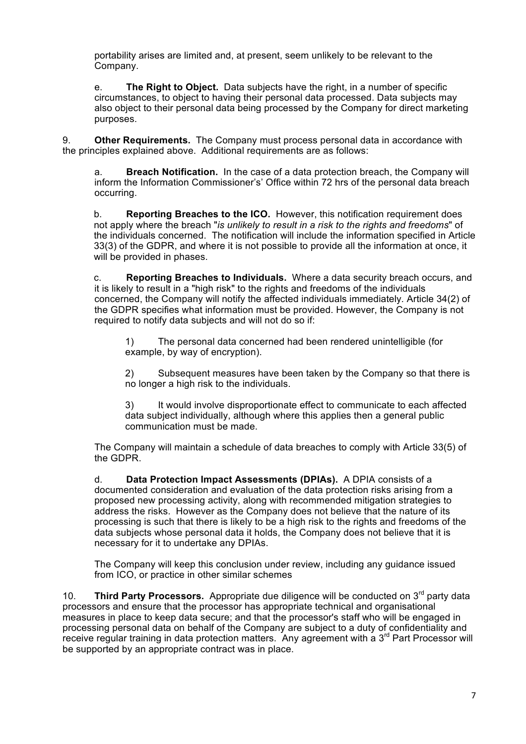portability arises are limited and, at present, seem unlikely to be relevant to the Company.

e. **The Right to Object.** Data subjects have the right, in a number of specific circumstances, to object to having their personal data processed. Data subjects may also object to their personal data being processed by the Company for direct marketing purposes.

9. **Other Requirements.** The Company must process personal data in accordance with the principles explained above. Additional requirements are as follows:

a. **Breach Notification.** In the case of a data protection breach, the Company will inform the Information Commissioner's' Office within 72 hrs of the personal data breach occurring.

b. **Reporting Breaches to the ICO.** However, this notification requirement does not apply where the breach "*is unlikely to result in a risk to the rights and freedoms*" of the individuals concerned. The notification will include the information specified in Article 33(3) of the GDPR, and where it is not possible to provide all the information at once, it will be provided in phases.

c. **Reporting Breaches to Individuals.** Where a data security breach occurs, and it is likely to result in a "high risk" to the rights and freedoms of the individuals concerned, the Company will notify the affected individuals immediately. Article 34(2) of the GDPR specifies what information must be provided. However, the Company is not required to notify data subjects and will not do so if:

1) The personal data concerned had been rendered unintelligible (for example, by way of encryption).

2) Subsequent measures have been taken by the Company so that there is no longer a high risk to the individuals.

3) It would involve disproportionate effect to communicate to each affected data subject individually, although where this applies then a general public communication must be made.

The Company will maintain a schedule of data breaches to comply with Article 33(5) of the GDPR.

d. **Data Protection Impact Assessments (DPIAs).** A DPIA consists of a documented consideration and evaluation of the data protection risks arising from a proposed new processing activity, along with recommended mitigation strategies to address the risks. However as the Company does not believe that the nature of its processing is such that there is likely to be a high risk to the rights and freedoms of the data subjects whose personal data it holds, the Company does not believe that it is necessary for it to undertake any DPIAs.

The Company will keep this conclusion under review, including any guidance issued from ICO, or practice in other similar schemes

10. **Third Party Processors.** Appropriate due diligence will be conducted on 3rd party data processors and ensure that the processor has appropriate technical and organisational measures in place to keep data secure; and that the processor's staff who will be engaged in processing personal data on behalf of the Company are subject to a duty of confidentiality and receive regular training in data protection matters. Any agreement with a 3rd Part Processor will be supported by an appropriate contract was in place.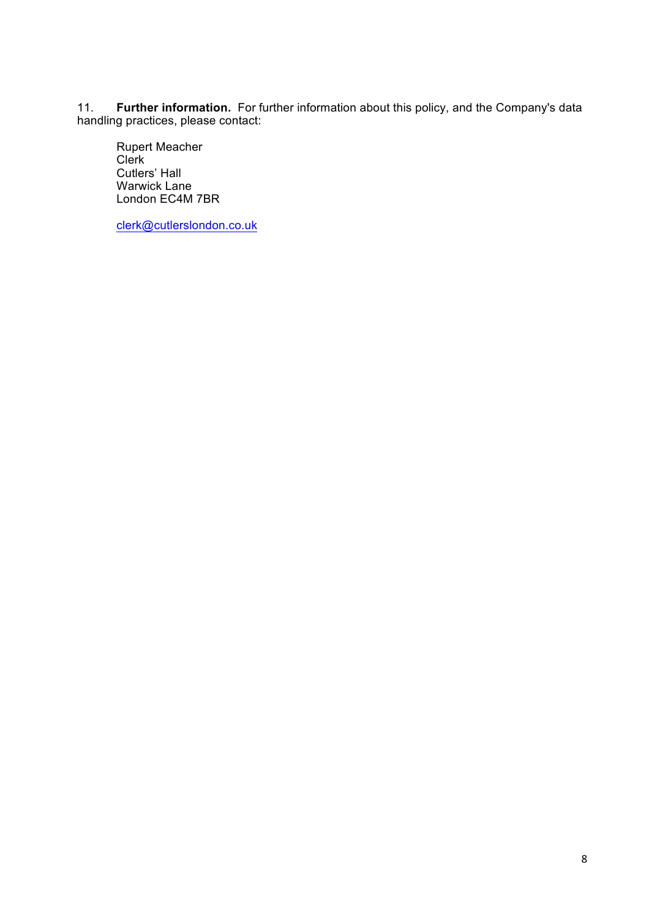11. **Further information.** For further information about this policy, and the Company's data handling practices, please contact:

Rupert Meacher
Clerk
Cutlers' Hall
Warwick Lane
London EC4M 7BR

clerk@cutlerslondon.co.uk